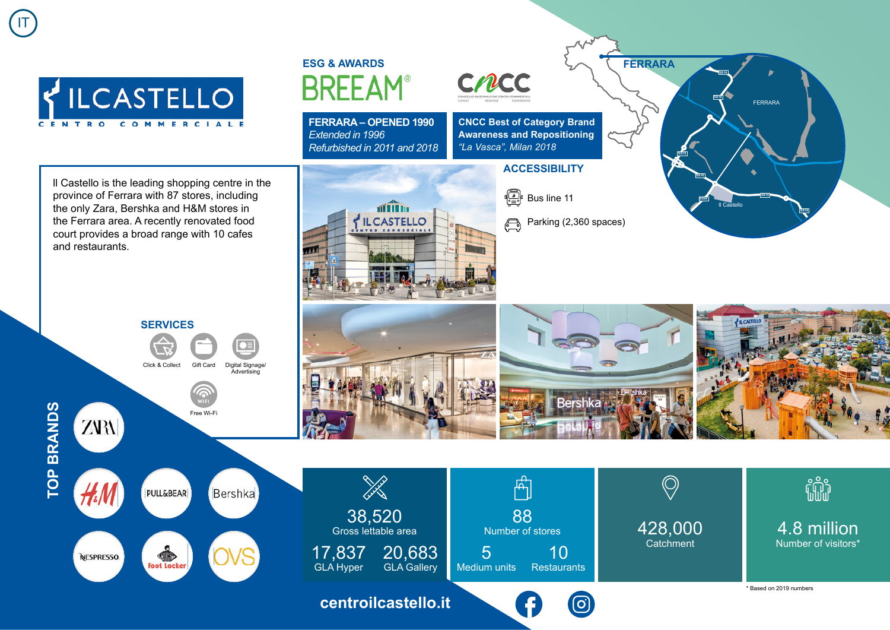IT

# IL CASTELLO

CENTRO COMMERCIALE

## ESG & AWARDS

BREEAM®

CNCC

**FERRARA – OPENED 1990**
*Extended in 1996*
*Refurbished in 2011 and 2018*

**CNCC Best of Category Brand Awareness and Repositioning**
*"La Vasca", Milan 2018*

## FERRARA

## ACCESSIBILITY

- Bus line 11
- Parking (2,360 spaces)

Il Castello is the leading shopping centre in the province of Ferrara with 87 stores, including the only Zara, Bershka and H&M stores in the Ferrara area. A recently renovated food court provides a broad range with 10 cafes and restaurants.

## SERVICES

- Click & Collect
- Gift Card
- Digital Signage/ Advertising
- Free Wi-Fi

## TOP BRANDS

ZARA, H&M, PULL&BEAR, Bershka, NESPRESSO, Foot Locker, OVS

| 38,520 Gross lettable area | 88 Number of stores | 428,000 Catchment | 4.8 million Number of visitors* |
|---|---|---|---|
| 17,837 GLA Hyper / 20,683 GLA Gallery | 5 Medium units / 10 Restaurants | | |

\* Based on 2019 numbers

centroilcastello.it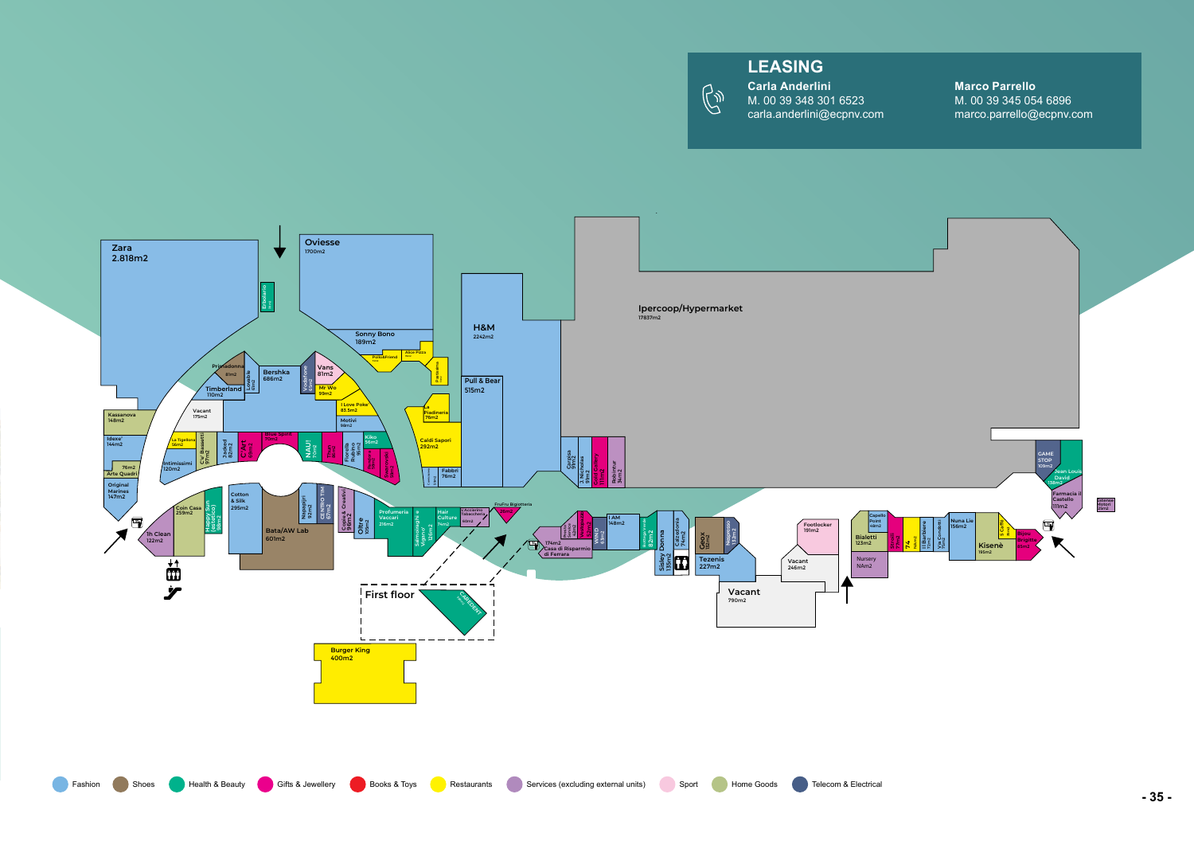## LEASING

**Carla Anderlini**
M. 00 39 348 301 6523
carla.anderlini@ecpnv.com

**Marco Parrello**
M. 00 39 345 054 6896
marco.parrello@ecpnv.com

Zara 2.818m2
Oviesse 1700m2
Sonny Bono 189m2
H&M 2242m2
Ipercoop/Hypermarket 17837m2
Pull & Bear 515m2
Primadonna 81m2
Bershka 686m2
Vans 81m2
Mr Wo 99m2
Timberland 110m2
Vacant 175m2
I Love Poke 83.5m2
Motivi 98m2
Kassanova 148m2
Idexe' 144m2
Intimissimi 120m2
Arte Quadri 76m2
Original Marines 147m2
Kiko 56m2
Caldi Sapori 292m2
La Piadineria 76m2
Fabbri 76m2
Cotton & Silk 295m2
Coin Casa 259m2
1h Clean 122m2
Bata/AW Lab 601m2
Profumeria Vaccari 216m2
Hair Culture 74m2
FruFru Bigiotteria
174m2 Casa di Risparmio di Ferrara
I AM 148m2
Sisley Donna
Geox 132m2
Tezenis 227m2
Vacant 790m2
Footlocker 191m2
Vacant 246m2
Bialetti 123m2
Nursery NAm2
Nuna Lie 156m2
Kisenè 195m2
GAME STOP 109m2
Jean Louis David 138m2
Farmacia il Castello 111m2
First floor
Burger King 400m2

Fashion · Shoes · Health & Beauty · Gifts & Jewellery · Books & Toys · Restaurants · Services (excluding external units) · Sport · Home Goods · Telecom & Electrical